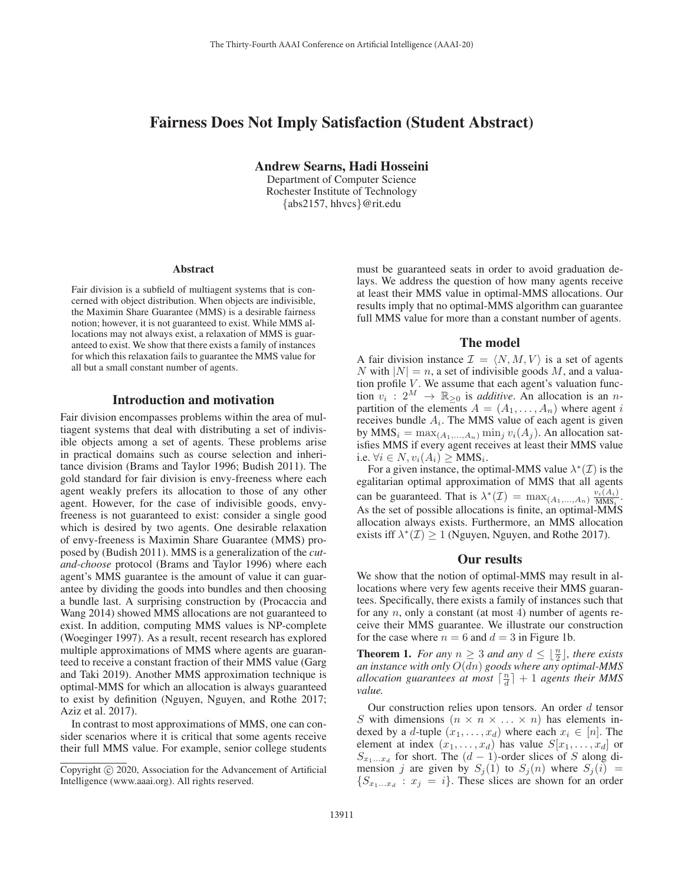# Fairness Does Not Imply Satisfaction (Student Abstract)

**Andrew Searns, Hadi Hosseini**
Department of Computer Science
Rochester Institute of Technology
{abs2157, hhvcs}@rit.edu

## Abstract

Fair division is a subfield of multiagent systems that is concerned with object distribution. When objects are indivisible, the Maximin Share Guarantee (MMS) is a desirable fairness notion; however, it is not guaranteed to exist. While MMS allocations may not always exist, a relaxation of MMS is guaranteed to exist. We show that there exists a family of instances for which this relaxation fails to guarantee the MMS value for all but a small constant number of agents.

## Introduction and motivation

Fair division encompasses problems within the area of multiagent systems that deal with distributing a set of indivisible objects among a set of agents. These problems arise in practical domains such as course selection and inheritance division (Brams and Taylor 1996; Budish 2011). The gold standard for fair division is envy-freeness where each agent weakly prefers its allocation to those of any other agent. However, for the case of indivisible goods, envy-freeness is not guaranteed to exist: consider a single good which is desired by two agents. One desirable relaxation of envy-freeness is Maximin Share Guarantee (MMS) proposed by (Budish 2011). MMS is a generalization of the *cut-and-choose* protocol (Brams and Taylor 1996) where each agent's MMS guarantee is the amount of value it can guarantee by dividing the goods into bundles and then choosing a bundle last. A surprising construction by (Procaccia and Wang 2014) showed MMS allocations are not guaranteed to exist. In addition, computing MMS values is NP-complete (Woeginger 1997). As a result, recent research has explored multiple approximations of MMS where agents are guaranteed to receive a constant fraction of their MMS value (Garg and Taki 2019). Another MMS approximation technique is optimal-MMS for which an allocation is always guaranteed to exist by definition (Nguyen, Nguyen, and Rothe 2017; Aziz et al. 2017).

In contrast to most approximations of MMS, one can consider scenarios where it is critical that some agents receive their full MMS value. For example, senior college students must be guaranteed seats in order to avoid graduation delays. We address the question of how many agents receive at least their MMS value in optimal-MMS allocations. Our results imply that no optimal-MMS algorithm can guarantee full MMS value for more than a constant number of agents.

## The model

A fair division instance $\mathcal{I} = \langle N, M, V \rangle$ is a set of agents $N$ with $|N| = n$, a set of indivisible goods $M$, and a valuation profile $V$. We assume that each agent's valuation function $v_i : 2^M \rightarrow \mathbb{R}_{\geq 0}$ is *additive*. An allocation is an $n$-partition of the elements $A = (A_1, \ldots, A_n)$ where agent $i$ receives bundle $A_i$. The MMS value of each agent is given by $\text{MMS}_i = \max_{(A_1,\ldots,A_n)} \min_j v_i(A_j)$. An allocation satisfies MMS if every agent receives at least their MMS value i.e. $\forall i \in N, v_i(A_i) \geq \text{MMS}_i$.

For a given instance, the optimal-MMS value $\lambda^*(\mathcal{I})$ is the egalitarian optimal approximation of MMS that all agents can be guaranteed. That is $\lambda^*(\mathcal{I}) = \max_{(A_1,\ldots,A_n)} \frac{v_i(A_i)}{\text{MMS}_i}$. As the set of possible allocations is finite, an optimal-MMS allocation always exists. Furthermore, an MMS allocation exists iff $\lambda^*(\mathcal{I}) \geq 1$ (Nguyen, Nguyen, and Rothe 2017).

## Our results

We show that the notion of optimal-MMS may result in allocations where very few agents receive their MMS guarantees. Specifically, there exists a family of instances such that for any $n$, only a constant (at most 4) number of agents receive their MMS guarantee. We illustrate our construction for the case where $n = 6$ and $d = 3$ in Figure 1b.

**Theorem 1.** *For any $n \geq 3$ and any $d \leq \lfloor \frac{n}{2} \rfloor$, there exists an instance with only $O(dn)$ goods where any optimal-MMS allocation guarantees at most $\lceil \frac{n}{d} \rceil + 1$ agents their MMS value.*

Our construction relies upon tensors. An order $d$ tensor $S$ with dimensions $(n \times n \times \ldots \times n)$ has elements indexed by a $d$-tuple $(x_1, \ldots, x_d)$ where each $x_i \in [n]$. The element at index $(x_1, \ldots, x_d)$ has value $S[x_1, \ldots, x_d]$ or $S_{x_1 \ldots x_d}$ for short. The $(d-1)$-order slices of $S$ along dimension $j$ are given by $S_j(1)$ to $S_j(n)$ where $S_j(i) = \{S_{x_1 \ldots x_d} : x_j = i\}$. These slices are shown for an order

---

Copyright © 2020, Association for the Advancement of Artificial Intelligence (www.aaai.org). All rights reserved.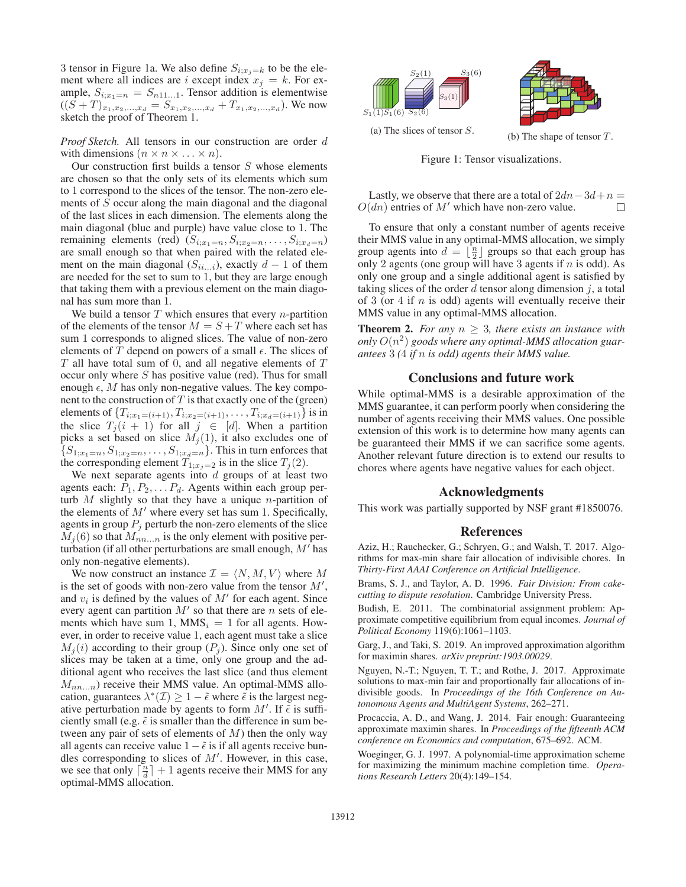3 tensor in Figure 1a. We also define $S_{i;x_j=k}$ to be the element where all indices are $i$ except index $x_j = k$. For example, $S_{i;x_1=n} = S_{n11\ldots1}$. Tensor addition is elementwise $((S+T)_{x_1,x_2,\ldots,x_d} = S_{x_1,x_2,\ldots,x_d} + T_{x_1,x_2,\ldots,x_d})$. We now sketch the proof of Theorem 1.

*Proof Sketch.* All tensors in our construction are order $d$ with dimensions $(n \times n \times \ldots \times n)$.

Our construction first builds a tensor $S$ whose elements are chosen so that the only sets of its elements which sum to 1 correspond to the slices of the tensor. The non-zero elements of $S$ occur along the main diagonal and the diagonal of the last slices in each dimension. The elements along the main diagonal (blue and purple) have value close to 1. The remaining elements (red) $(S_{i;x_1=n}, S_{i;x_2=n}, \ldots, S_{i;x_d=n})$ are small enough so that when paired with the related element on the main diagonal $(S_{ii\ldots i})$, exactly $d-1$ of them are needed for the set to sum to 1, but they are large enough that taking them with a previous element on the main diagonal has sum more than 1.

We build a tensor $T$ which ensures that every $n$-partition of the elements of the tensor $M = S+T$ where each set has sum 1 corresponds to aligned slices. The value of non-zero elements of $T$ depend on powers of a small $\epsilon$. The slices of $T$ all have total sum of 0, and all negative elements of $T$ occur only where $S$ has positive value (red). Thus for small enough $\epsilon$, $M$ has only non-negative values. The key component to the construction of $T$ is that exactly one of the (green) elements of $\{T_{i;x_1=(i+1)}, T_{i;x_2=(i+1)}, \ldots, T_{i;x_d=(i+1)}\}$ is in the slice $T_j(i+1)$ for all $j \in [d]$. When a partition picks a set based on slice $M_j(1)$, it also excludes one of $\{S_{1;x_1=n}, S_{1;x_2=n}, \ldots, S_{1;x_d=n}\}$. This in turn enforces that the corresponding element $T_{1;x_j=2}$ is in the slice $T_j(2)$.

We next separate agents into $d$ groups of at least two agents each: $P_1, P_2, \ldots P_d$. Agents within each group perturb $M$ slightly so that they have a unique $n$-partition of the elements of $M'$ where every set has sum 1. Specifically, agents in group $P_j$ perturb the non-zero elements of the slice $M_j(6)$ so that $M_{nn\ldots n}$ is the only element with positive perturbation (if all other perturbations are small enough, $M'$ has only non-negative elements).

We now construct an instance $\mathcal{I} = \langle N, M, V\rangle$ where $M$ is the set of goods with non-zero value from the tensor $M'$, and $v_i$ is defined by the values of $M'$ for each agent. Since every agent can partition $M'$ so that there are $n$ sets of elements which have sum 1, $\text{MMS}_i = 1$ for all agents. However, in order to receive value 1, each agent must take a slice $M_j(i)$ according to their group $(P_j)$. Since only one set of slices may be taken at a time, only one group and the additional agent who receives the last slice (and thus element $M_{nn\ldots n}$) receive their MMS value. An optimal-MMS allocation, guarantees $\lambda^*(\mathcal{I}) \geq 1 - \tilde{\epsilon}$ where $\tilde{\epsilon}$ is the largest negative perturbation made by agents to form $M'$. If $\tilde{\epsilon}$ is sufficiently small (e.g. $\tilde{\epsilon}$ is smaller than the difference in sum between any pair of sets of elements of $M$) then the only way all agents can receive value $1-\tilde{\epsilon}$ is if all agents receive bundles corresponding to slices of $M'$. However, in this case, we see that only $\lceil \frac{n}{d} \rceil + 1$ agents receive their MMS for any optimal-MMS allocation.

Lastly, we observe that there are a total of $2dn - 3d + n = O(dn)$ entries of $M'$ which have non-zero value. □

$S_2(1)$ $S_3(6)$ $S_3(1)$ $S_1(1)S_1(6)$ $S_2(6)$

(a) The slices of tensor $S$.

(b) The shape of tensor $T$.

Figure 1: Tensor visualizations.

To ensure that only a constant number of agents receive their MMS value in any optimal-MMS allocation, we simply group agents into $d = \lfloor \frac{n}{2} \rfloor$ groups so that each group has only 2 agents (one group will have 3 agents if $n$ is odd). As only one group and a single additional agent is satisfied by taking slices of the order $d$ tensor along dimension $j$, a total of 3 (or 4 if $n$ is odd) agents will eventually receive their MMS value in any optimal-MMS allocation.

**Theorem 2.** *For any $n \geq 3$, there exists an instance with only $O(n^2)$ goods where any optimal-MMS allocation guarantees 3 (4 if $n$ is odd) agents their MMS value.*

## Conclusions and future work

While optimal-MMS is a desirable approximation of the MMS guarantee, it can perform poorly when considering the number of agents receiving their MMS values. One possible extension of this work is to determine how many agents can be guaranteed their MMS if we can sacrifice some agents. Another relevant future direction is to extend our results to chores where agents have negative values for each object.

## Acknowledgments

This work was partially supported by NSF grant #1850076.

## References

Aziz, H.; Rauchecker, G.; Schryen, G.; and Walsh, T. 2017. Algorithms for max-min share fair allocation of indivisible chores. In *Thirty-First AAAI Conference on Artificial Intelligence*.

Brams, S. J., and Taylor, A. D. 1996. *Fair Division: From cake-cutting to dispute resolution*. Cambridge University Press.

Budish, E. 2011. The combinatorial assignment problem: Approximate competitive equilibrium from equal incomes. *Journal of Political Economy* 119(6):1061–1103.

Garg, J., and Taki, S. 2019. An improved approximation algorithm for maximin shares. *arXiv preprint:1903.00029*.

Nguyen, N.-T.; Nguyen, T. T.; and Rothe, J. 2017. Approximate solutions to max-min fair and proportionally fair allocations of indivisible goods. In *Proceedings of the 16th Conference on Autonomous Agents and MultiAgent Systems*, 262–271.

Procaccia, A. D., and Wang, J. 2014. Fair enough: Guaranteeing approximate maximin shares. In *Proceedings of the fifteenth ACM conference on Economics and computation*, 675–692. ACM.

Woeginger, G. J. 1997. A polynomial-time approximation scheme for maximizing the minimum machine completion time. *Operations Research Letters* 20(4):149–154.